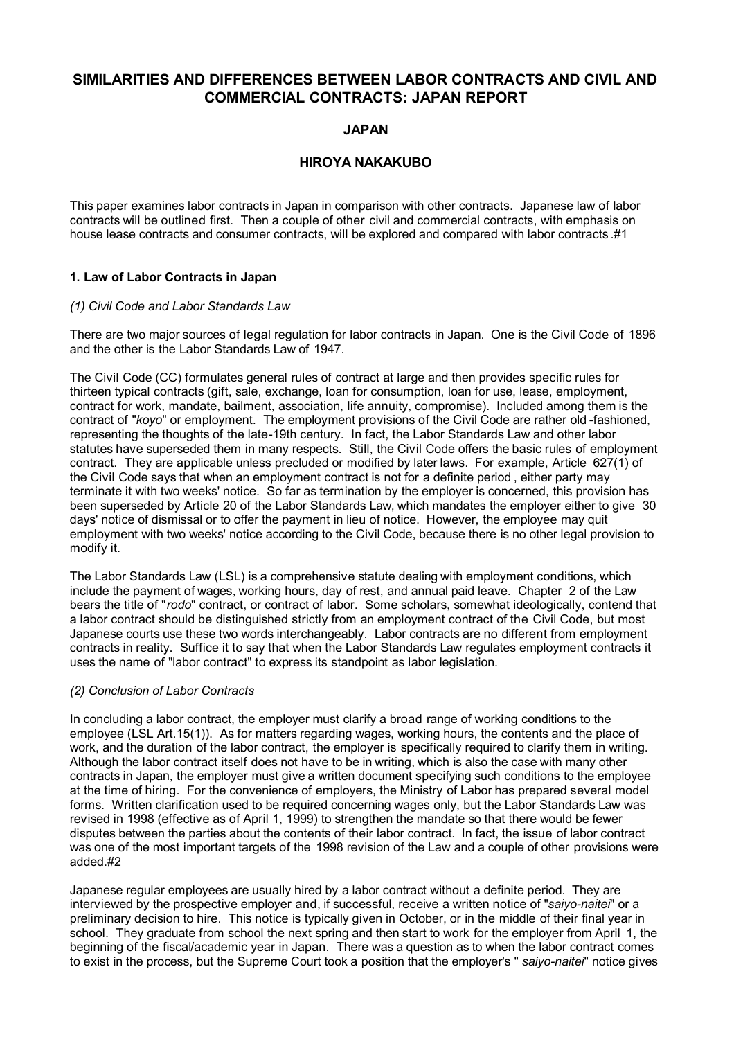# SIMILARITIES AND DIFFERENCES BETWEEN LABOR CONTRACTS AND CIVIL AND COMMERCIAL CONTRACTS: JAPAN REPORT

## JAPAN

## HIROYA NAKAKUBO

This paper examines labor contracts in Japan in comparison with other contracts. Japanese law of labor contracts will be outlined first. Then a couple of other civil and commercial contracts, with emphasis on house lease contracts and consumer contracts, will be explored and compared with labor contracts.#1

### 1. Law of Labor Contracts in Japan

#### *(1) Civil Code and Labor Standards Law*

There are two major sources of legal regulation for labor contracts in Japan. One is the Civil Code of 1896 and the other is the Labor Standards Law of 1947.

The Civil Code (CC) formulates general rules of contract at large and then provides specific rules for thirteen typical contracts (gift, sale, exchange, loan for consumption, loan for use, lease, employment, contract for work, mandate, bailment, association, life annuity, compromise). Included among them is the contract of "*koyo*" or employment. The employment provisions of the Civil Code are rather old-fashioned, representing the thoughts of the late-19th century. In fact, the Labor Standards Law and other labor statutes have superseded them in many respects. Still, the Civil Code offers the basic rules of employment contract. They are applicable unless precluded or modified by later laws. For example, Article 627(1) of the Civil Code says that when an employment contract is not for a definite period, either party may terminate it with two weeks' notice. So far as termination by the employer is concerned, this provision has been superseded by Article 20 of the Labor Standards Law, which mandates the employer either to give 30 days' notice of dismissal or to offer the payment in lieu of notice. However, the employee may quit employment with two weeks' notice according to the Civil Code, because there is no other legal provision to modify it.

The Labor Standards Law (LSL) is a comprehensive statute dealing with employment conditions, which include the payment of wages, working hours, day of rest, and annual paid leave. Chapter 2 of the Law bears the title of "*rodo*" contract, or contract of labor. Some scholars, somewhat ideologically, contend that a labor contract should be distinguished strictly from an employment contract of the Civil Code, but most Japanese courts use these two words interchangeably. Labor contracts are no different from employment contracts in reality. Suffice it to say that when the Labor Standards Law regulates employment contracts it uses the name of "labor contract" to express its standpoint as labor legislation.

#### *(2) Conclusion of Labor Contracts*

In concluding a labor contract, the employer must clarify a broad range of working conditions to the employee (LSL Art.15(1)). As for matters regarding wages, working hours, the contents and the place of work, and the duration of the labor contract, the employer is specifically required to clarify them in writing. Although the labor contract itself does not have to be in writing, which is also the case with many other contracts in Japan, the employer must give a written document specifying such conditions to the employee at the time of hiring. For the convenience of employers, the Ministry of Labor has prepared several model forms. Written clarification used to be required concerning wages only, but the Labor Standards Law was revised in 1998 (effective as of April 1, 1999) to strengthen the mandate so that there would be fewer disputes between the parties about the contents of their labor contract. In fact, the issue of labor contract was one of the most important targets of the 1998 revision of the Law and a couple of other provisions were added.#2

Japanese regular employees are usually hired by a labor contract without a definite period. They are interviewed by the prospective employer and, if successful, receive a written notice of "*saiyo-naitei*" or a preliminary decision to hire. This notice is typically given in October, or in the middle of their final year in school. They graduate from school the next spring and then start to work for the employer from April 1, the beginning of the fiscal/academic year in Japan. There was a question as to when the labor contract comes to exist in the process, but the Supreme Court took a position that the employer's "*saiyo-naitei*" notice gives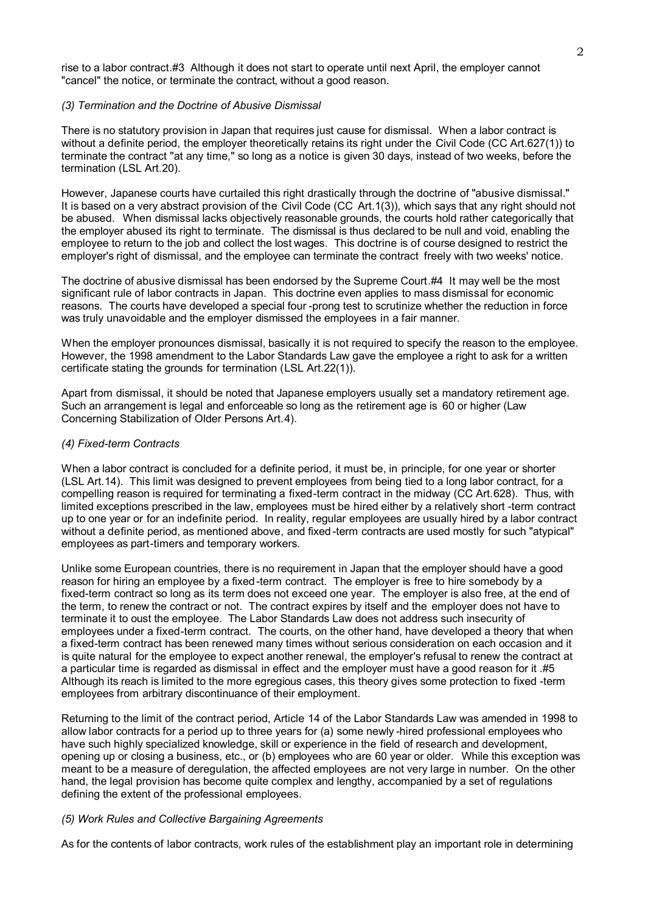rise to a labor contract.#3 Although it does not start to operate until next April, the employer cannot "cancel" the notice, or terminate the contract, without a good reason.

*(3) Termination and the Doctrine of Abusive Dismissal*

There is no statutory provision in Japan that requires just cause for dismissal. When a labor contract is without a definite period, the employer theoretically retains its right under the Civil Code (CC Art.627(1)) to terminate the contract "at any time," so long as a notice is given 30 days, instead of two weeks, before the termination (LSL Art.20).

However, Japanese courts have curtailed this right drastically through the doctrine of "abusive dismissal." It is based on a very abstract provision of the Civil Code (CC Art.1(3)), which says that any right should not be abused. When dismissal lacks objectively reasonable grounds, the courts hold rather categorically that the employer abused its right to terminate. The dismissal is thus declared to be null and void, enabling the employee to return to the job and collect the lost wages. This doctrine is of course designed to restrict the employer's right of dismissal, and the employee can terminate the contract freely with two weeks' notice.

The doctrine of abusive dismissal has been endorsed by the Supreme Court.#4 It may well be the most significant rule of labor contracts in Japan. This doctrine even applies to mass dismissal for economic reasons. The courts have developed a special four-prong test to scrutinize whether the reduction in force was truly unavoidable and the employer dismissed the employees in a fair manner.

When the employer pronounces dismissal, basically it is not required to specify the reason to the employee. However, the 1998 amendment to the Labor Standards Law gave the employee a right to ask for a written certificate stating the grounds for termination (LSL Art.22(1)).

Apart from dismissal, it should be noted that Japanese employers usually set a mandatory retirement age. Such an arrangement is legal and enforceable so long as the retirement age is 60 or higher (Law Concerning Stabilization of Older Persons Art.4).

*(4) Fixed-term Contracts*

When a labor contract is concluded for a definite period, it must be, in principle, for one year or shorter (LSL Art.14). This limit was designed to prevent employees from being tied to a long labor contract, for a compelling reason is required for terminating a fixed-term contract in the midway (CC Art.628). Thus, with limited exceptions prescribed in the law, employees must be hired either by a relatively short-term contract up to one year or for an indefinite period. In reality, regular employees are usually hired by a labor contract without a definite period, as mentioned above, and fixed-term contracts are used mostly for such "atypical" employees as part-timers and temporary workers.

Unlike some European countries, there is no requirement in Japan that the employer should have a good reason for hiring an employee by a fixed-term contract. The employer is free to hire somebody by a fixed-term contract so long as its term does not exceed one year. The employer is also free, at the end of the term, to renew the contract or not. The contract expires by itself and the employer does not have to terminate it to oust the employee. The Labor Standards Law does not address such insecurity of employees under a fixed-term contract. The courts, on the other hand, have developed a theory that when a fixed-term contract has been renewed many times without serious consideration on each occasion and it is quite natural for the employee to expect another renewal, the employer's refusal to renew the contract at a particular time is regarded as dismissal in effect and the employer must have a good reason for it .#5 Although its reach is limited to the more egregious cases, this theory gives some protection to fixed-term employees from arbitrary discontinuance of their employment.

Returning to the limit of the contract period, Article 14 of the Labor Standards Law was amended in 1998 to allow labor contracts for a period up to three years for (a) some newly-hired professional employees who have such highly specialized knowledge, skill or experience in the field of research and development, opening up or closing a business, etc., or (b) employees who are 60 year or older. While this exception was meant to be a measure of deregulation, the affected employees are not very large in number. On the other hand, the legal provision has become quite complex and lengthy, accompanied by a set of regulations defining the extent of the professional employees.

*(5) Work Rules and Collective Bargaining Agreements*

As for the contents of labor contracts, work rules of the establishment play an important role in determining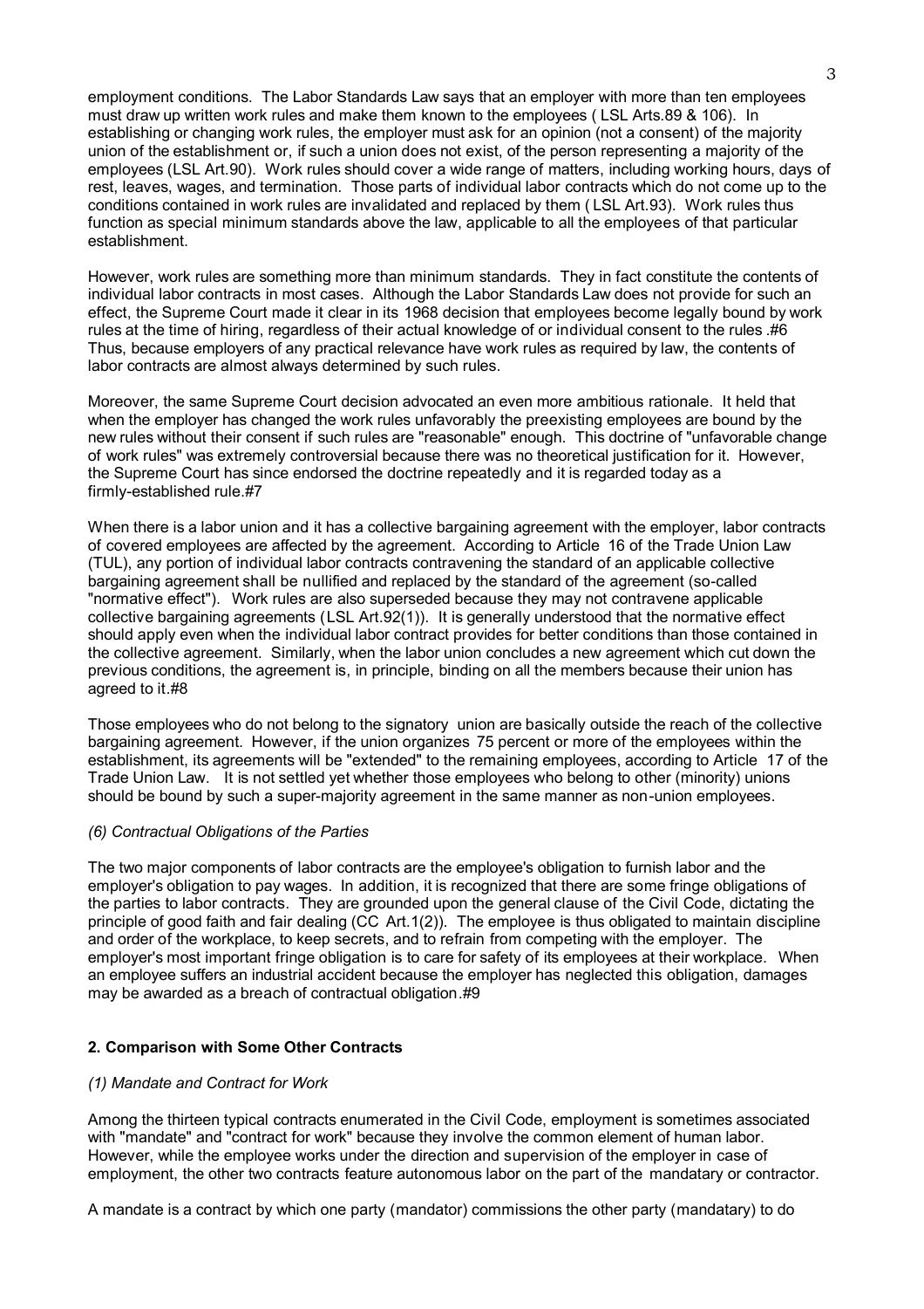employment conditions. The Labor Standards Law says that an employer with more than ten employees must draw up written work rules and make them known to the employees ( LSL Arts.89 & 106). In establishing or changing work rules, the employer must ask for an opinion (not a consent) of the majority union of the establishment or, if such a union does not exist, of the person representing a majority of the employees (LSL Art.90). Work rules should cover a wide range of matters, including working hours, days of rest, leaves, wages, and termination. Those parts of individual labor contracts which do not come up to the conditions contained in work rules are invalidated and replaced by them ( LSL Art.93). Work rules thus function as special minimum standards above the law, applicable to all the employees of that particular establishment.

However, work rules are something more than minimum standards. They in fact constitute the contents of individual labor contracts in most cases. Although the Labor Standards Law does not provide for such an effect, the Supreme Court made it clear in its 1968 decision that employees become legally bound by work rules at the time of hiring, regardless of their actual knowledge of or individual consent to the rules .#6 Thus, because employers of any practical relevance have work rules as required by law, the contents of labor contracts are almost always determined by such rules.

Moreover, the same Supreme Court decision advocated an even more ambitious rationale. It held that when the employer has changed the work rules unfavorably the preexisting employees are bound by the new rules without their consent if such rules are "reasonable" enough. This doctrine of "unfavorable change of work rules" was extremely controversial because there was no theoretical justification for it. However, the Supreme Court has since endorsed the doctrine repeatedly and it is regarded today as a firmly-established rule.#7

When there is a labor union and it has a collective bargaining agreement with the employer, labor contracts of covered employees are affected by the agreement. According to Article 16 of the Trade Union Law (TUL), any portion of individual labor contracts contravening the standard of an applicable collective bargaining agreement shall be nullified and replaced by the standard of the agreement (so-called "normative effect"). Work rules are also superseded because they may not contravene applicable collective bargaining agreements (LSL Art.92(1)). It is generally understood that the normative effect should apply even when the individual labor contract provides for better conditions than those contained in the collective agreement. Similarly, when the labor union concludes a new agreement which cut down the previous conditions, the agreement is, in principle, binding on all the members because their union has agreed to it.#8

Those employees who do not belong to the signatory union are basically outside the reach of the collective bargaining agreement. However, if the union organizes 75 percent or more of the employees within the establishment, its agreements will be "extended" to the remaining employees, according to Article 17 of the Trade Union Law. It is not settled yet whether those employees who belong to other (minority) unions should be bound by such a super-majority agreement in the same manner as non-union employees.

*(6) Contractual Obligations of the Parties*

The two major components of labor contracts are the employee's obligation to furnish labor and the employer's obligation to pay wages. In addition, it is recognized that there are some fringe obligations of the parties to labor contracts. They are grounded upon the general clause of the Civil Code, dictating the principle of good faith and fair dealing (CC Art.1(2)). The employee is thus obligated to maintain discipline and order of the workplace, to keep secrets, and to refrain from competing with the employer. The employer's most important fringe obligation is to care for safety of its employees at their workplace. When an employee suffers an industrial accident because the employer has neglected this obligation, damages may be awarded as a breach of contractual obligation.#9

## 2. Comparison with Some Other Contracts

*(1) Mandate and Contract for Work*

Among the thirteen typical contracts enumerated in the Civil Code, employment is sometimes associated with "mandate" and "contract for work" because they involve the common element of human labor. However, while the employee works under the direction and supervision of the employer in case of employment, the other two contracts feature autonomous labor on the part of the mandatary or contractor.

A mandate is a contract by which one party (mandator) commissions the other party (mandatary) to do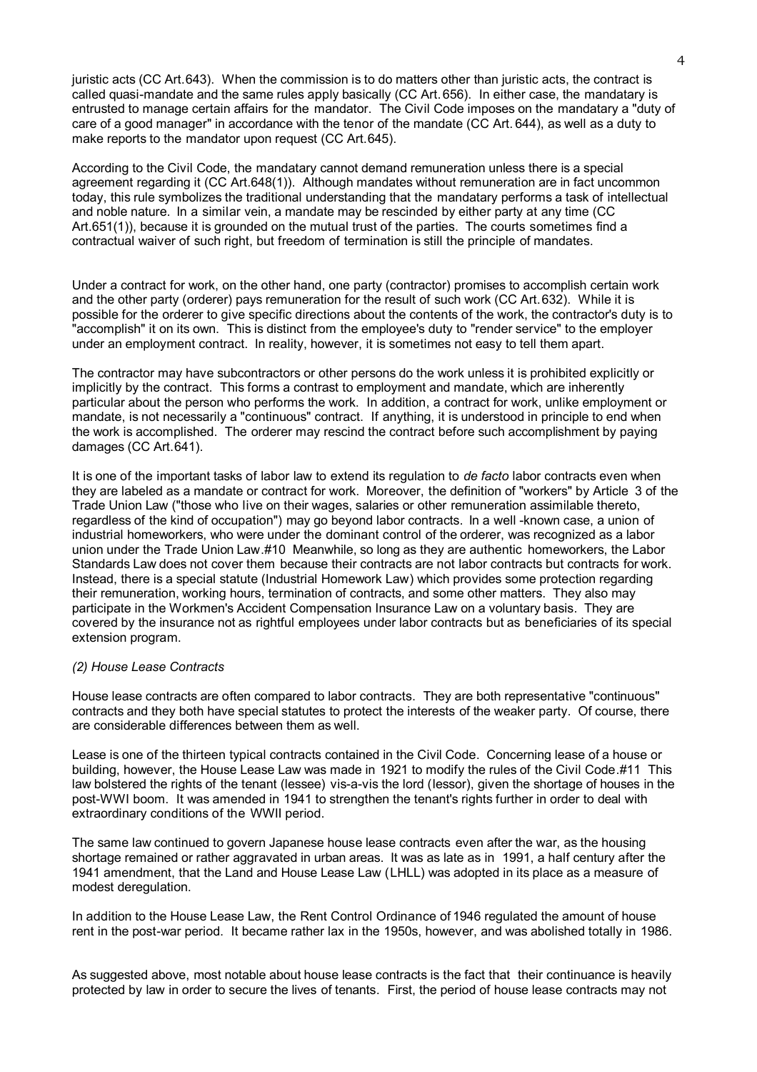juristic acts (CC Art.643). When the commission is to do matters other than juristic acts, the contract is called quasi-mandate and the same rules apply basically (CC Art.656). In either case, the mandatary is entrusted to manage certain affairs for the mandator. The Civil Code imposes on the mandatary a "duty of care of a good manager" in accordance with the tenor of the mandate (CC Art.644), as well as a duty to make reports to the mandator upon request (CC Art.645).

According to the Civil Code, the mandatary cannot demand remuneration unless there is a special agreement regarding it (CC Art.648(1)). Although mandates without remuneration are in fact uncommon today, this rule symbolizes the traditional understanding that the mandatary performs a task of intellectual and noble nature. In a similar vein, a mandate may be rescinded by either party at any time (CC Art.651(1)), because it is grounded on the mutual trust of the parties. The courts sometimes find a contractual waiver of such right, but freedom of termination is still the principle of mandates.

Under a contract for work, on the other hand, one party (contractor) promises to accomplish certain work and the other party (orderer) pays remuneration for the result of such work (CC Art.632). While it is possible for the orderer to give specific directions about the contents of the work, the contractor's duty is to "accomplish" it on its own. This is distinct from the employee's duty to "render service" to the employer under an employment contract. In reality, however, it is sometimes not easy to tell them apart.

The contractor may have subcontractors or other persons do the work unless it is prohibited explicitly or implicitly by the contract. This forms a contrast to employment and mandate, which are inherently particular about the person who performs the work. In addition, a contract for work, unlike employment or mandate, is not necessarily a "continuous" contract. If anything, it is understood in principle to end when the work is accomplished. The orderer may rescind the contract before such accomplishment by paying damages (CC Art.641).

It is one of the important tasks of labor law to extend its regulation to *de facto* labor contracts even when they are labeled as a mandate or contract for work. Moreover, the definition of "workers" by Article 3 of the Trade Union Law ("those who live on their wages, salaries or other remuneration assimilable thereto, regardless of the kind of occupation") may go beyond labor contracts. In a well-known case, a union of industrial homeworkers, who were under the dominant control of the orderer, was recognized as a labor union under the Trade Union Law.#10 Meanwhile, so long as they are authentic homeworkers, the Labor Standards Law does not cover them because their contracts are not labor contracts but contracts for work. Instead, there is a special statute (Industrial Homework Law) which provides some protection regarding their remuneration, working hours, termination of contracts, and some other matters. They also may participate in the Workmen's Accident Compensation Insurance Law on a voluntary basis. They are covered by the insurance not as rightful employees under labor contracts but as beneficiaries of its special extension program.

*(2) House Lease Contracts*

House lease contracts are often compared to labor contracts. They are both representative "continuous" contracts and they both have special statutes to protect the interests of the weaker party. Of course, there are considerable differences between them as well.

Lease is one of the thirteen typical contracts contained in the Civil Code. Concerning lease of a house or building, however, the House Lease Law was made in 1921 to modify the rules of the Civil Code.#11 This law bolstered the rights of the tenant (lessee) vis-a-vis the lord (lessor), given the shortage of houses in the post-WWI boom. It was amended in 1941 to strengthen the tenant's rights further in order to deal with extraordinary conditions of the WWII period.

The same law continued to govern Japanese house lease contracts even after the war, as the housing shortage remained or rather aggravated in urban areas. It was as late as in 1991, a half century after the 1941 amendment, that the Land and House Lease Law (LHLL) was adopted in its place as a measure of modest deregulation.

In addition to the House Lease Law, the Rent Control Ordinance of 1946 regulated the amount of house rent in the post-war period. It became rather lax in the 1950s, however, and was abolished totally in 1986.

As suggested above, most notable about house lease contracts is the fact that their continuance is heavily protected by law in order to secure the lives of tenants. First, the period of house lease contracts may not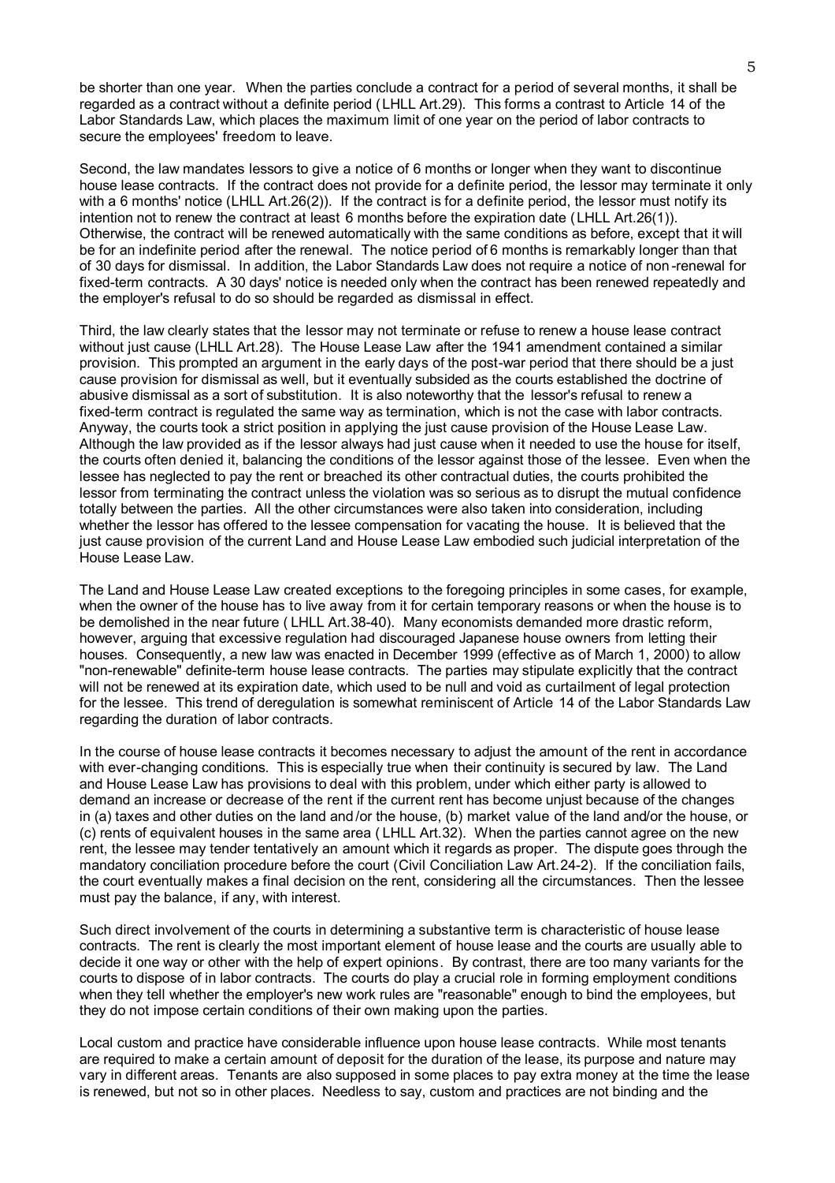be shorter than one year. When the parties conclude a contract for a period of several months, it shall be regarded as a contract without a definite period (LHLL Art.29). This forms a contrast to Article 14 of the Labor Standards Law, which places the maximum limit of one year on the period of labor contracts to secure the employees' freedom to leave.

Second, the law mandates lessors to give a notice of 6 months or longer when they want to discontinue house lease contracts. If the contract does not provide for a definite period, the lessor may terminate it only with a 6 months' notice (LHLL Art.26(2)). If the contract is for a definite period, the lessor must notify its intention not to renew the contract at least 6 months before the expiration date (LHLL Art.26(1)). Otherwise, the contract will be renewed automatically with the same conditions as before, except that it will be for an indefinite period after the renewal. The notice period of 6 months is remarkably longer than that of 30 days for dismissal. In addition, the Labor Standards Law does not require a notice of non-renewal for fixed-term contracts. A 30 days' notice is needed only when the contract has been renewed repeatedly and the employer's refusal to do so should be regarded as dismissal in effect.

Third, the law clearly states that the lessor may not terminate or refuse to renew a house lease contract without just cause (LHLL Art.28). The House Lease Law after the 1941 amendment contained a similar provision. This prompted an argument in the early days of the post-war period that there should be a just cause provision for dismissal as well, but it eventually subsided as the courts established the doctrine of abusive dismissal as a sort of substitution. It is also noteworthy that the lessor's refusal to renew a fixed-term contract is regulated the same way as termination, which is not the case with labor contracts. Anyway, the courts took a strict position in applying the just cause provision of the House Lease Law. Although the law provided as if the lessor always had just cause when it needed to use the house for itself, the courts often denied it, balancing the conditions of the lessor against those of the lessee. Even when the lessee has neglected to pay the rent or breached its other contractual duties, the courts prohibited the lessor from terminating the contract unless the violation was so serious as to disrupt the mutual confidence totally between the parties. All the other circumstances were also taken into consideration, including whether the lessor has offered to the lessee compensation for vacating the house. It is believed that the just cause provision of the current Land and House Lease Law embodied such judicial interpretation of the House Lease Law.

The Land and House Lease Law created exceptions to the foregoing principles in some cases, for example, when the owner of the house has to live away from it for certain temporary reasons or when the house is to be demolished in the near future (LHLL Art.38-40). Many economists demanded more drastic reform, however, arguing that excessive regulation had discouraged Japanese house owners from letting their houses. Consequently, a new law was enacted in December 1999 (effective as of March 1, 2000) to allow "non-renewable" definite-term house lease contracts. The parties may stipulate explicitly that the contract will not be renewed at its expiration date, which used to be null and void as curtailment of legal protection for the lessee. This trend of deregulation is somewhat reminiscent of Article 14 of the Labor Standards Law regarding the duration of labor contracts.

In the course of house lease contracts it becomes necessary to adjust the amount of the rent in accordance with ever-changing conditions. This is especially true when their continuity is secured by law. The Land and House Lease Law has provisions to deal with this problem, under which either party is allowed to demand an increase or decrease of the rent if the current rent has become unjust because of the changes in (a) taxes and other duties on the land and/or the house, (b) market value of the land and/or the house, or (c) rents of equivalent houses in the same area (LHLL Art.32). When the parties cannot agree on the new rent, the lessee may tender tentatively an amount which it regards as proper. The dispute goes through the mandatory conciliation procedure before the court (Civil Conciliation Law Art.24-2). If the conciliation fails, the court eventually makes a final decision on the rent, considering all the circumstances. Then the lessee must pay the balance, if any, with interest.

Such direct involvement of the courts in determining a substantive term is characteristic of house lease contracts. The rent is clearly the most important element of house lease and the courts are usually able to decide it one way or other with the help of expert opinions. By contrast, there are too many variants for the courts to dispose of in labor contracts. The courts do play a crucial role in forming employment conditions when they tell whether the employer's new work rules are "reasonable" enough to bind the employees, but they do not impose certain conditions of their own making upon the parties.

Local custom and practice have considerable influence upon house lease contracts. While most tenants are required to make a certain amount of deposit for the duration of the lease, its purpose and nature may vary in different areas. Tenants are also supposed in some places to pay extra money at the time the lease is renewed, but not so in other places. Needless to say, custom and practices are not binding and the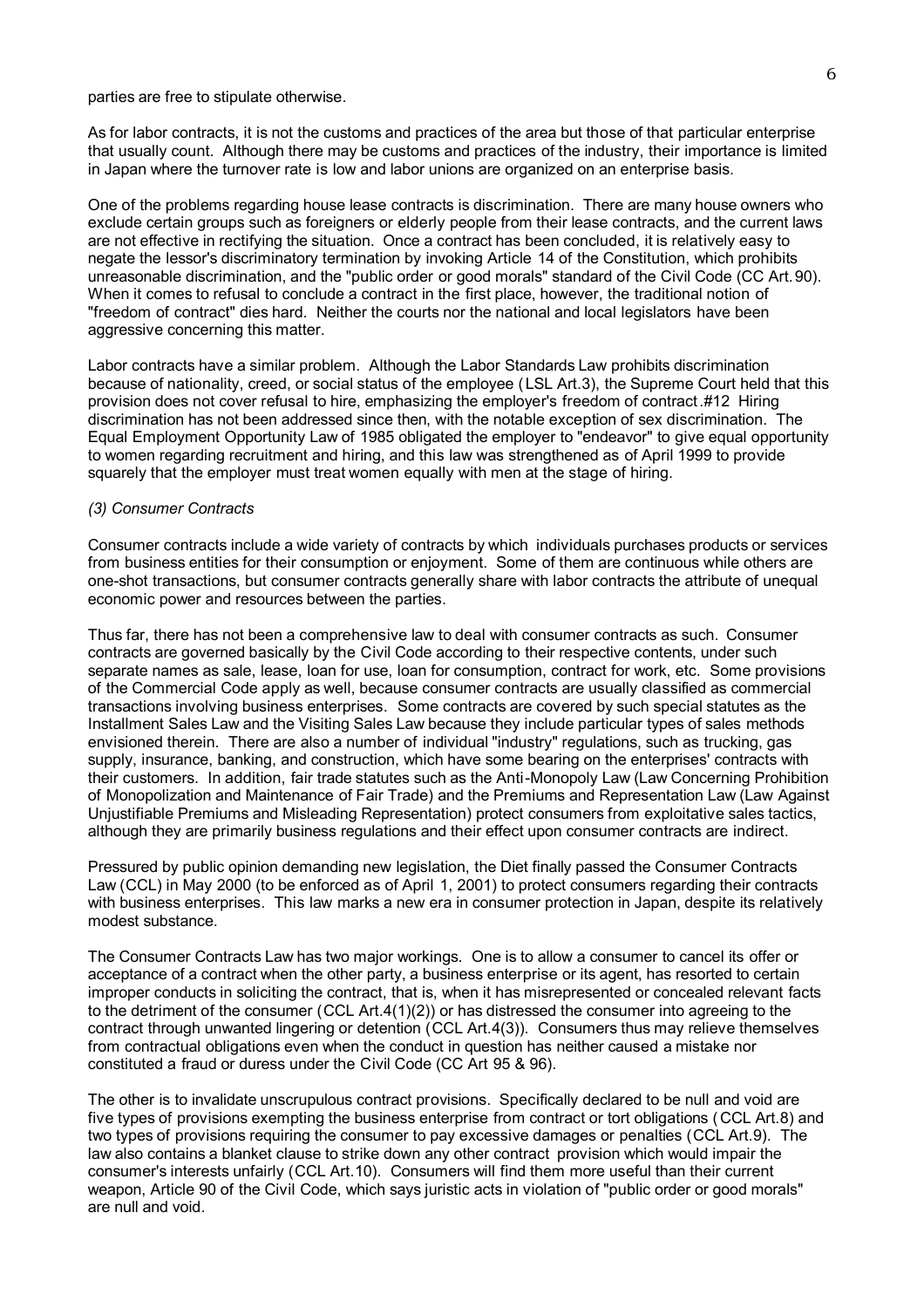parties are free to stipulate otherwise.

As for labor contracts, it is not the customs and practices of the area but those of that particular enterprise that usually count. Although there may be customs and practices of the industry, their importance is limited in Japan where the turnover rate is low and labor unions are organized on an enterprise basis.

One of the problems regarding house lease contracts is discrimination. There are many house owners who exclude certain groups such as foreigners or elderly people from their lease contracts, and the current laws are not effective in rectifying the situation. Once a contract has been concluded, it is relatively easy to negate the lessor's discriminatory termination by invoking Article 14 of the Constitution, which prohibits unreasonable discrimination, and the "public order or good morals" standard of the Civil Code (CC Art.90). When it comes to refusal to conclude a contract in the first place, however, the traditional notion of "freedom of contract" dies hard. Neither the courts nor the national and local legislators have been aggressive concerning this matter.

Labor contracts have a similar problem. Although the Labor Standards Law prohibits discrimination because of nationality, creed, or social status of the employee (LSL Art.3), the Supreme Court held that this provision does not cover refusal to hire, emphasizing the employer's freedom of contract.#12 Hiring discrimination has not been addressed since then, with the notable exception of sex discrimination. The Equal Employment Opportunity Law of 1985 obligated the employer to "endeavor" to give equal opportunity to women regarding recruitment and hiring, and this law was strengthened as of April 1999 to provide squarely that the employer must treat women equally with men at the stage of hiring.

### *(3) Consumer Contracts*

Consumer contracts include a wide variety of contracts by which individuals purchases products or services from business entities for their consumption or enjoyment. Some of them are continuous while others are one-shot transactions, but consumer contracts generally share with labor contracts the attribute of unequal economic power and resources between the parties.

Thus far, there has not been a comprehensive law to deal with consumer contracts as such. Consumer contracts are governed basically by the Civil Code according to their respective contents, under such separate names as sale, lease, loan for use, loan for consumption, contract for work, etc. Some provisions of the Commercial Code apply as well, because consumer contracts are usually classified as commercial transactions involving business enterprises. Some contracts are covered by such special statutes as the Installment Sales Law and the Visiting Sales Law because they include particular types of sales methods envisioned therein. There are also a number of individual "industry" regulations, such as trucking, gas supply, insurance, banking, and construction, which have some bearing on the enterprises' contracts with their customers. In addition, fair trade statutes such as the Anti-Monopoly Law (Law Concerning Prohibition of Monopolization and Maintenance of Fair Trade) and the Premiums and Representation Law (Law Against Unjustifiable Premiums and Misleading Representation) protect consumers from exploitative sales tactics, although they are primarily business regulations and their effect upon consumer contracts are indirect.

Pressured by public opinion demanding new legislation, the Diet finally passed the Consumer Contracts Law (CCL) in May 2000 (to be enforced as of April 1, 2001) to protect consumers regarding their contracts with business enterprises. This law marks a new era in consumer protection in Japan, despite its relatively modest substance.

The Consumer Contracts Law has two major workings. One is to allow a consumer to cancel its offer or acceptance of a contract when the other party, a business enterprise or its agent, has resorted to certain improper conducts in soliciting the contract, that is, when it has misrepresented or concealed relevant facts to the detriment of the consumer (CCL Art.4(1)(2)) or has distressed the consumer into agreeing to the contract through unwanted lingering or detention (CCL Art.4(3)). Consumers thus may relieve themselves from contractual obligations even when the conduct in question has neither caused a mistake nor constituted a fraud or duress under the Civil Code (CC Art 95 & 96).

The other is to invalidate unscrupulous contract provisions. Specifically declared to be null and void are five types of provisions exempting the business enterprise from contract or tort obligations (CCL Art.8) and two types of provisions requiring the consumer to pay excessive damages or penalties (CCL Art.9). The law also contains a blanket clause to strike down any other contract provision which would impair the consumer's interests unfairly (CCL Art.10). Consumers will find them more useful than their current weapon, Article 90 of the Civil Code, which says juristic acts in violation of "public order or good morals" are null and void.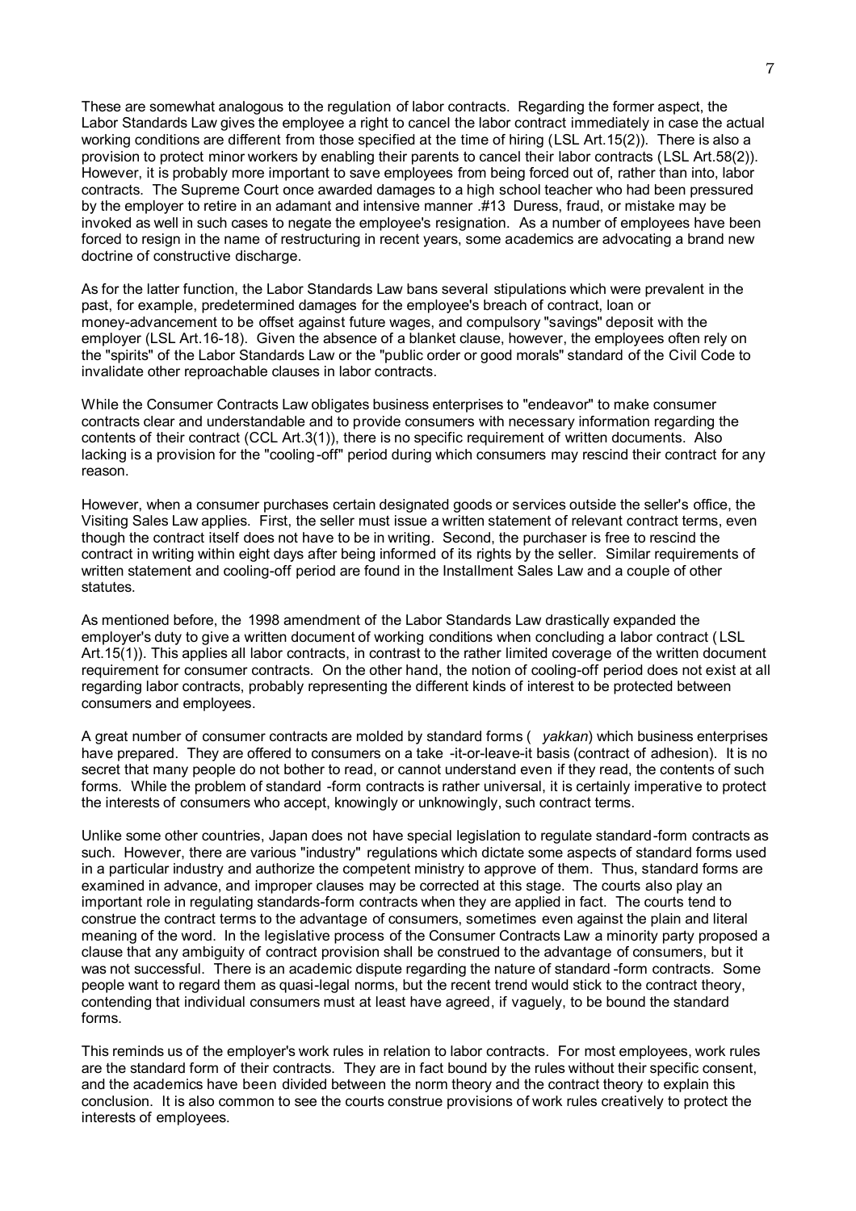These are somewhat analogous to the regulation of labor contracts. Regarding the former aspect, the Labor Standards Law gives the employee a right to cancel the labor contract immediately in case the actual working conditions are different from those specified at the time of hiring (LSL Art.15(2)). There is also a provision to protect minor workers by enabling their parents to cancel their labor contracts (LSL Art.58(2)). However, it is probably more important to save employees from being forced out of, rather than into, labor contracts. The Supreme Court once awarded damages to a high school teacher who had been pressured by the employer to retire in an adamant and intensive manner .#13 Duress, fraud, or mistake may be invoked as well in such cases to negate the employee's resignation. As a number of employees have been forced to resign in the name of restructuring in recent years, some academics are advocating a brand new doctrine of constructive discharge.

As for the latter function, the Labor Standards Law bans several stipulations which were prevalent in the past, for example, predetermined damages for the employee's breach of contract, loan or money-advancement to be offset against future wages, and compulsory "savings" deposit with the employer (LSL Art.16-18). Given the absence of a blanket clause, however, the employees often rely on the "spirits" of the Labor Standards Law or the "public order or good morals" standard of the Civil Code to invalidate other reproachable clauses in labor contracts.

While the Consumer Contracts Law obligates business enterprises to "endeavor" to make consumer contracts clear and understandable and to provide consumers with necessary information regarding the contents of their contract (CCL Art.3(1)), there is no specific requirement of written documents. Also lacking is a provision for the "cooling-off" period during which consumers may rescind their contract for any reason.

However, when a consumer purchases certain designated goods or services outside the seller's office, the Visiting Sales Law applies. First, the seller must issue a written statement of relevant contract terms, even though the contract itself does not have to be in writing. Second, the purchaser is free to rescind the contract in writing within eight days after being informed of its rights by the seller. Similar requirements of written statement and cooling-off period are found in the Installment Sales Law and a couple of other statutes.

As mentioned before, the 1998 amendment of the Labor Standards Law drastically expanded the employer's duty to give a written document of working conditions when concluding a labor contract (LSL Art.15(1)). This applies all labor contracts, in contrast to the rather limited coverage of the written document requirement for consumer contracts. On the other hand, the notion of cooling-off period does not exist at all regarding labor contracts, probably representing the different kinds of interest to be protected between consumers and employees.

A great number of consumer contracts are molded by standard forms ( *yakkan*) which business enterprises have prepared. They are offered to consumers on a take -it-or-leave-it basis (contract of adhesion). It is no secret that many people do not bother to read, or cannot understand even if they read, the contents of such forms. While the problem of standard -form contracts is rather universal, it is certainly imperative to protect the interests of consumers who accept, knowingly or unknowingly, such contract terms.

Unlike some other countries, Japan does not have special legislation to regulate standard-form contracts as such. However, there are various "industry" regulations which dictate some aspects of standard forms used in a particular industry and authorize the competent ministry to approve of them. Thus, standard forms are examined in advance, and improper clauses may be corrected at this stage. The courts also play an important role in regulating standards-form contracts when they are applied in fact. The courts tend to construe the contract terms to the advantage of consumers, sometimes even against the plain and literal meaning of the word. In the legislative process of the Consumer Contracts Law a minority party proposed a clause that any ambiguity of contract provision shall be construed to the advantage of consumers, but it was not successful. There is an academic dispute regarding the nature of standard -form contracts. Some people want to regard them as quasi-legal norms, but the recent trend would stick to the contract theory, contending that individual consumers must at least have agreed, if vaguely, to be bound the standard forms.

This reminds us of the employer's work rules in relation to labor contracts. For most employees, work rules are the standard form of their contracts. They are in fact bound by the rules without their specific consent, and the academics have been divided between the norm theory and the contract theory to explain this conclusion. It is also common to see the courts construe provisions of work rules creatively to protect the interests of employees.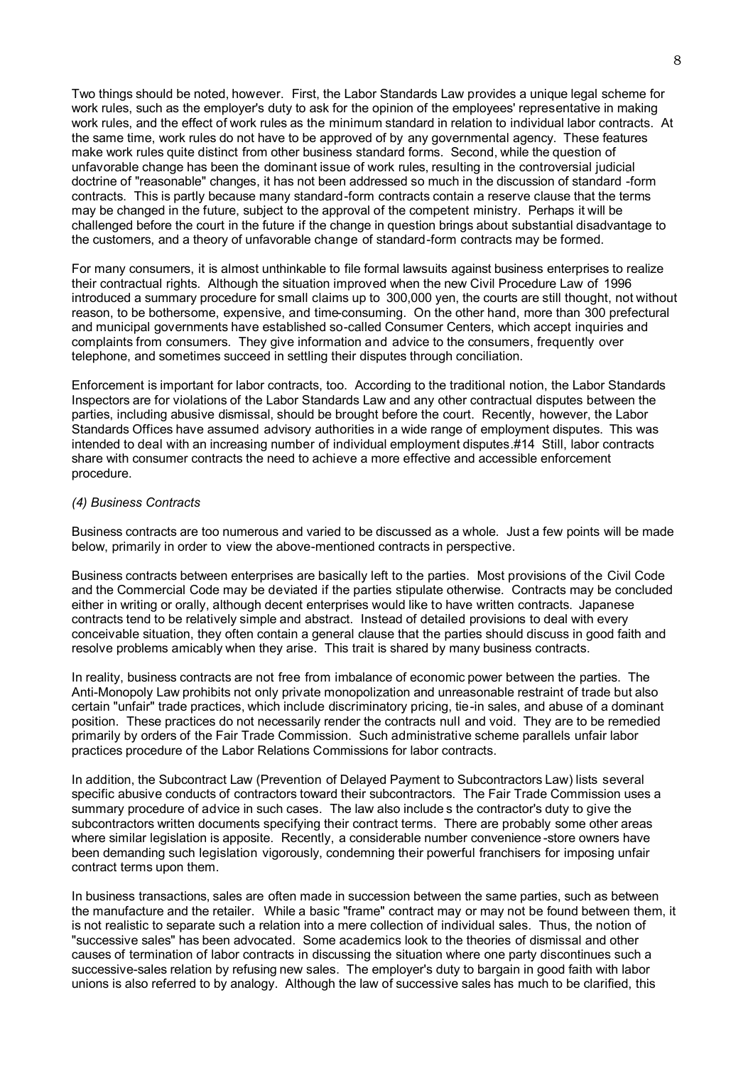Two things should be noted, however. First, the Labor Standards Law provides a unique legal scheme for work rules, such as the employer's duty to ask for the opinion of the employees' representative in making work rules, and the effect of work rules as the minimum standard in relation to individual labor contracts. At the same time, work rules do not have to be approved of by any governmental agency. These features make work rules quite distinct from other business standard forms. Second, while the question of unfavorable change has been the dominant issue of work rules, resulting in the controversial judicial doctrine of "reasonable" changes, it has not been addressed so much in the discussion of standard -form contracts. This is partly because many standard-form contracts contain a reserve clause that the terms may be changed in the future, subject to the approval of the competent ministry. Perhaps it will be challenged before the court in the future if the change in question brings about substantial disadvantage to the customers, and a theory of unfavorable change of standard-form contracts may be formed.

For many consumers, it is almost unthinkable to file formal lawsuits against business enterprises to realize their contractual rights. Although the situation improved when the new Civil Procedure Law of 1996 introduced a summary procedure for small claims up to 300,000 yen, the courts are still thought, not without reason, to be bothersome, expensive, and time-consuming. On the other hand, more than 300 prefectural and municipal governments have established so-called Consumer Centers, which accept inquiries and complaints from consumers. They give information and advice to the consumers, frequently over telephone, and sometimes succeed in settling their disputes through conciliation.

Enforcement is important for labor contracts, too. According to the traditional notion, the Labor Standards Inspectors are for violations of the Labor Standards Law and any other contractual disputes between the parties, including abusive dismissal, should be brought before the court. Recently, however, the Labor Standards Offices have assumed advisory authorities in a wide range of employment disputes. This was intended to deal with an increasing number of individual employment disputes.#14 Still, labor contracts share with consumer contracts the need to achieve a more effective and accessible enforcement procedure.

*(4) Business Contracts*

Business contracts are too numerous and varied to be discussed as a whole. Just a few points will be made below, primarily in order to view the above-mentioned contracts in perspective.

Business contracts between enterprises are basically left to the parties. Most provisions of the Civil Code and the Commercial Code may be deviated if the parties stipulate otherwise. Contracts may be concluded either in writing or orally, although decent enterprises would like to have written contracts. Japanese contracts tend to be relatively simple and abstract. Instead of detailed provisions to deal with every conceivable situation, they often contain a general clause that the parties should discuss in good faith and resolve problems amicably when they arise. This trait is shared by many business contracts.

In reality, business contracts are not free from imbalance of economic power between the parties. The Anti-Monopoly Law prohibits not only private monopolization and unreasonable restraint of trade but also certain "unfair" trade practices, which include discriminatory pricing, tie-in sales, and abuse of a dominant position. These practices do not necessarily render the contracts null and void. They are to be remedied primarily by orders of the Fair Trade Commission. Such administrative scheme parallels unfair labor practices procedure of the Labor Relations Commissions for labor contracts.

In addition, the Subcontract Law (Prevention of Delayed Payment to Subcontractors Law) lists several specific abusive conducts of contractors toward their subcontractors. The Fair Trade Commission uses a summary procedure of advice in such cases. The law also include s the contractor's duty to give the subcontractors written documents specifying their contract terms. There are probably some other areas where similar legislation is apposite. Recently, a considerable number convenience-store owners have been demanding such legislation vigorously, condemning their powerful franchisers for imposing unfair contract terms upon them.

In business transactions, sales are often made in succession between the same parties, such as between the manufacture and the retailer. While a basic "frame" contract may or may not be found between them, it is not realistic to separate such a relation into a mere collection of individual sales. Thus, the notion of "successive sales" has been advocated. Some academics look to the theories of dismissal and other causes of termination of labor contracts in discussing the situation where one party discontinues such a successive-sales relation by refusing new sales. The employer's duty to bargain in good faith with labor unions is also referred to by analogy. Although the law of successive sales has much to be clarified, this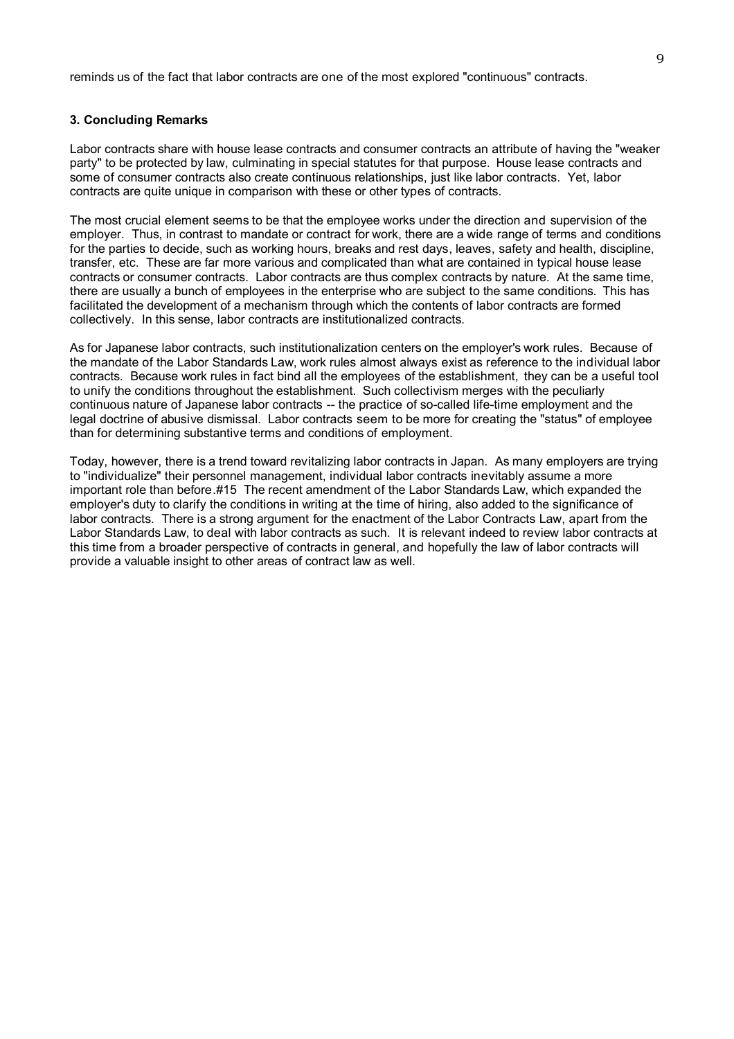reminds us of the fact that labor contracts are one of the most explored "continuous" contracts.

### 3. Concluding Remarks

Labor contracts share with house lease contracts and consumer contracts an attribute of having the "weaker party" to be protected by law, culminating in special statutes for that purpose. House lease contracts and some of consumer contracts also create continuous relationships, just like labor contracts. Yet, labor contracts are quite unique in comparison with these or other types of contracts.

The most crucial element seems to be that the employee works under the direction and supervision of the employer. Thus, in contrast to mandate or contract for work, there are a wide range of terms and conditions for the parties to decide, such as working hours, breaks and rest days, leaves, safety and health, discipline, transfer, etc. These are far more various and complicated than what are contained in typical house lease contracts or consumer contracts. Labor contracts are thus complex contracts by nature. At the same time, there are usually a bunch of employees in the enterprise who are subject to the same conditions. This has facilitated the development of a mechanism through which the contents of labor contracts are formed collectively. In this sense, labor contracts are institutionalized contracts.

As for Japanese labor contracts, such institutionalization centers on the employer's work rules. Because of the mandate of the Labor Standards Law, work rules almost always exist as reference to the individual labor contracts. Because work rules in fact bind all the employees of the establishment, they can be a useful tool to unify the conditions throughout the establishment. Such collectivism merges with the peculiarly continuous nature of Japanese labor contracts -- the practice of so-called life-time employment and the legal doctrine of abusive dismissal. Labor contracts seem to be more for creating the "status" of employee than for determining substantive terms and conditions of employment.

Today, however, there is a trend toward revitalizing labor contracts in Japan. As many employers are trying to "individualize" their personnel management, individual labor contracts inevitably assume a more important role than before.#15 The recent amendment of the Labor Standards Law, which expanded the employer's duty to clarify the conditions in writing at the time of hiring, also added to the significance of labor contracts. There is a strong argument for the enactment of the Labor Contracts Law, apart from the Labor Standards Law, to deal with labor contracts as such. It is relevant indeed to review labor contracts at this time from a broader perspective of contracts in general, and hopefully the law of labor contracts will provide a valuable insight to other areas of contract law as well.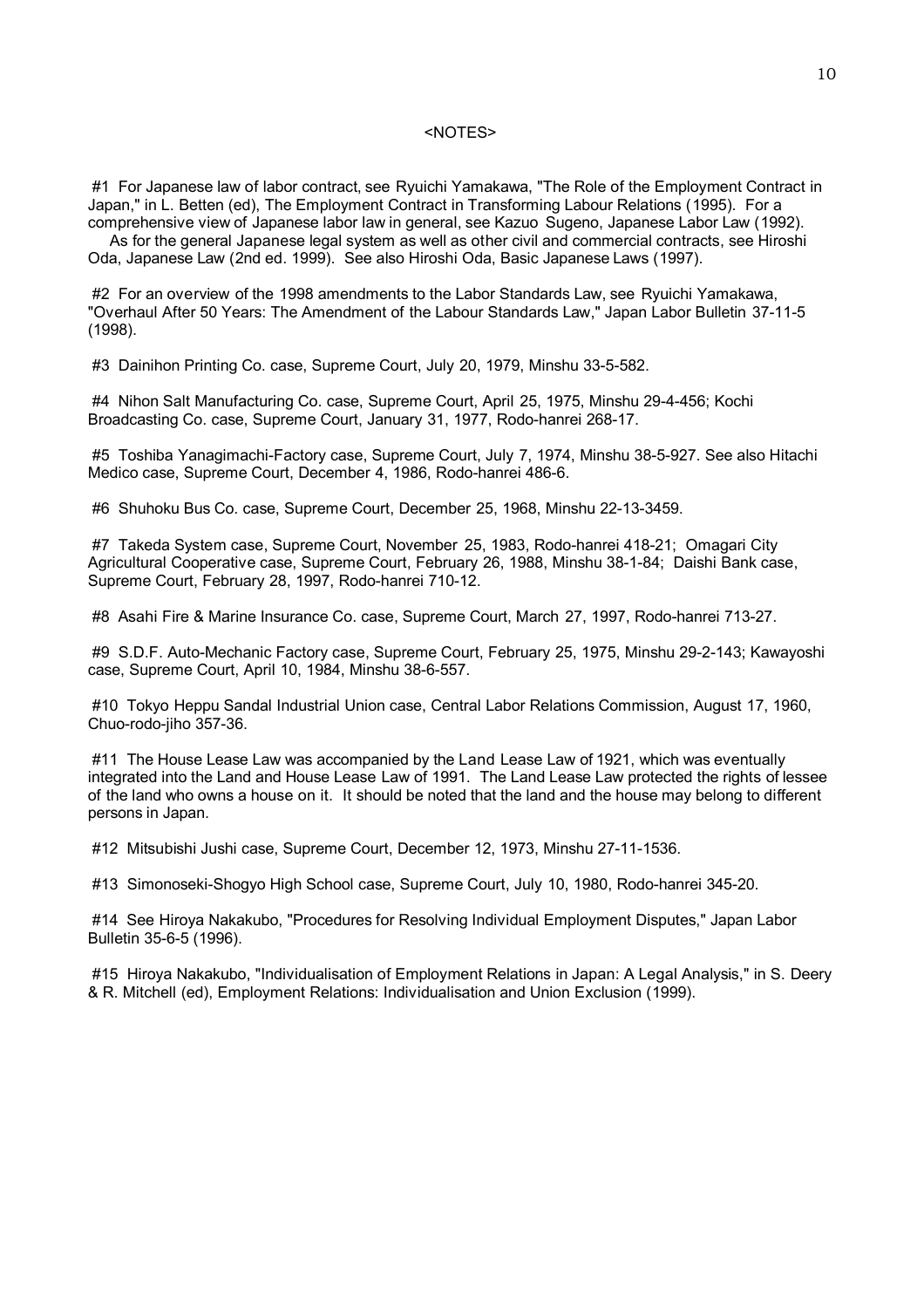<NOTES>

#1 For Japanese law of labor contract, see Ryuichi Yamakawa, "The Role of the Employment Contract in Japan," in L. Betten (ed), The Employment Contract in Transforming Labour Relations (1995). For a comprehensive view of Japanese labor law in general, see Kazuo Sugeno, Japanese Labor Law (1992).
As for the general Japanese legal system as well as other civil and commercial contracts, see Hiroshi Oda, Japanese Law (2nd ed. 1999). See also Hiroshi Oda, Basic Japanese Laws (1997).

#2 For an overview of the 1998 amendments to the Labor Standards Law, see Ryuichi Yamakawa, "Overhaul After 50 Years: The Amendment of the Labour Standards Law," Japan Labor Bulletin 37-11-5 (1998).

#3 Dainihon Printing Co. case, Supreme Court, July 20, 1979, Minshu 33-5-582.

#4 Nihon Salt Manufacturing Co. case, Supreme Court, April 25, 1975, Minshu 29-4-456; Kochi Broadcasting Co. case, Supreme Court, January 31, 1977, Rodo-hanrei 268-17.

#5 Toshiba Yanagimachi-Factory case, Supreme Court, July 7, 1974, Minshu 38-5-927. See also Hitachi Medico case, Supreme Court, December 4, 1986, Rodo-hanrei 486-6.

#6 Shuhoku Bus Co. case, Supreme Court, December 25, 1968, Minshu 22-13-3459.

#7 Takeda System case, Supreme Court, November 25, 1983, Rodo-hanrei 418-21; Omagari City Agricultural Cooperative case, Supreme Court, February 26, 1988, Minshu 38-1-84; Daishi Bank case, Supreme Court, February 28, 1997, Rodo-hanrei 710-12.

#8 Asahi Fire & Marine Insurance Co. case, Supreme Court, March 27, 1997, Rodo-hanrei 713-27.

#9 S.D.F. Auto-Mechanic Factory case, Supreme Court, February 25, 1975, Minshu 29-2-143; Kawayoshi case, Supreme Court, April 10, 1984, Minshu 38-6-557.

#10 Tokyo Heppu Sandal Industrial Union case, Central Labor Relations Commission, August 17, 1960, Chuo-rodo-jiho 357-36.

#11 The House Lease Law was accompanied by the Land Lease Law of 1921, which was eventually integrated into the Land and House Lease Law of 1991. The Land Lease Law protected the rights of lessee of the land who owns a house on it. It should be noted that the land and the house may belong to different persons in Japan.

#12 Mitsubishi Jushi case, Supreme Court, December 12, 1973, Minshu 27-11-1536.

#13 Simonoseki-Shogyo High School case, Supreme Court, July 10, 1980, Rodo-hanrei 345-20.

#14 See Hiroya Nakakubo, "Procedures for Resolving Individual Employment Disputes," Japan Labor Bulletin 35-6-5 (1996).

#15 Hiroya Nakakubo, "Individualisation of Employment Relations in Japan: A Legal Analysis," in S. Deery & R. Mitchell (ed), Employment Relations: Individualisation and Union Exclusion (1999).